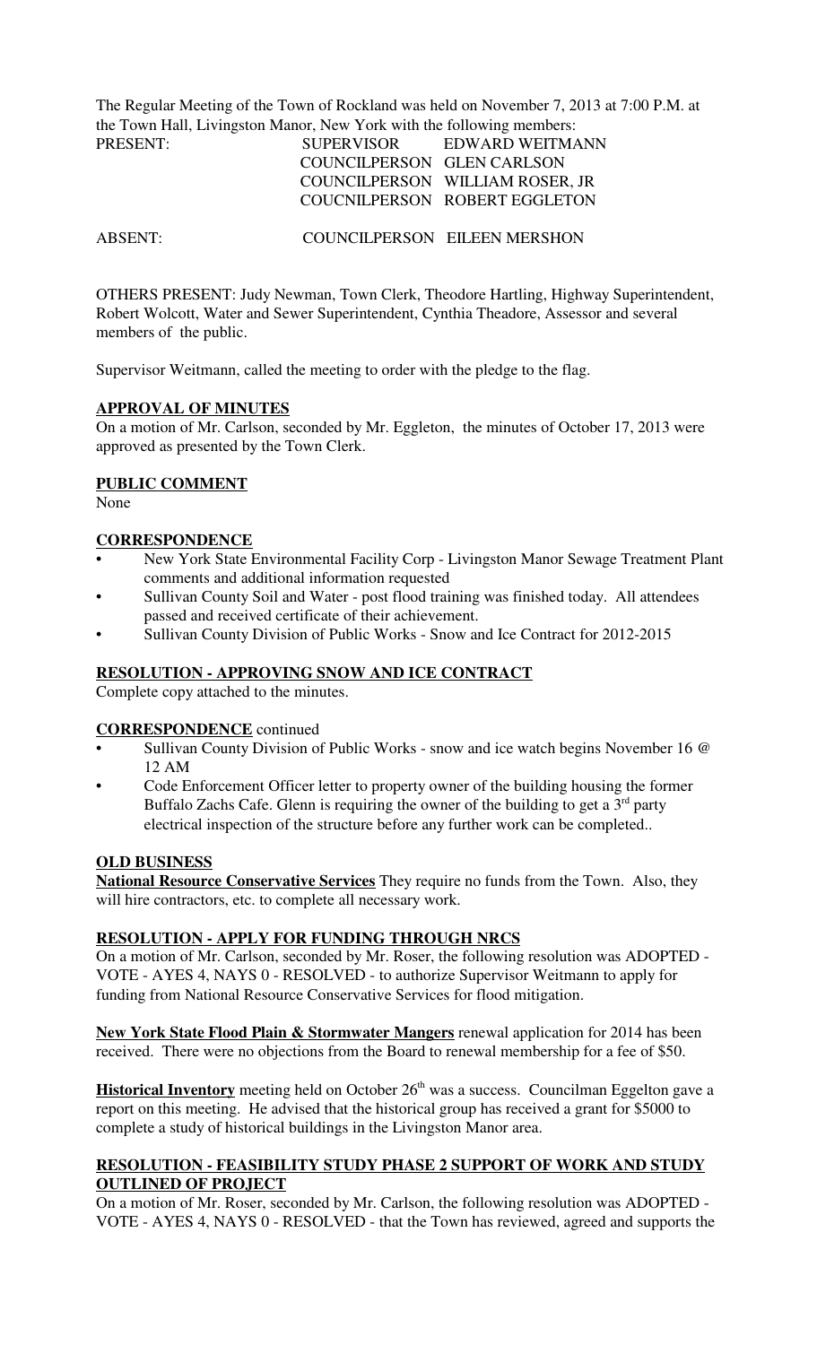The Regular Meeting of the Town of Rockland was held on November 7, 2013 at 7:00 P.M. at the Town Hall, Livingston Manor, New York with the following members:

| | | |
|---|---|---|
| PRESENT: | SUPERVISOR | EDWARD WEITMANN |
| | COUNCILPERSON | GLEN CARLSON |
| | COUNCILPERSON | WILLIAM ROSER, JR |
| | COUCNILPERSON | ROBERT EGGLETON |
| ABSENT: | COUNCILPERSON | EILEEN MERSHON |

OTHERS PRESENT: Judy Newman, Town Clerk, Theodore Hartling, Highway Superintendent, Robert Wolcott, Water and Sewer Superintendent, Cynthia Theadore, Assessor and several members of the public.

Supervisor Weitmann, called the meeting to order with the pledge to the flag.

**APPROVAL OF MINUTES**

On a motion of Mr. Carlson, seconded by Mr. Eggleton, the minutes of October 17, 2013 were approved as presented by the Town Clerk.

**PUBLIC COMMENT**

None

**CORRESPONDENCE**

- New York State Environmental Facility Corp - Livingston Manor Sewage Treatment Plant comments and additional information requested
- Sullivan County Soil and Water - post flood training was finished today. All attendees passed and received certificate of their achievement.
- Sullivan County Division of Public Works - Snow and Ice Contract for 2012-2015

**RESOLUTION - APPROVING SNOW AND ICE CONTRACT**

Complete copy attached to the minutes.

**CORRESPONDENCE** continued

- Sullivan County Division of Public Works - snow and ice watch begins November 16 @ 12 AM
- Code Enforcement Officer letter to property owner of the building housing the former Buffalo Zachs Cafe. Glenn is requiring the owner of the building to get a 3rd party electrical inspection of the structure before any further work can be completed..

**OLD BUSINESS**

**National Resource Conservative Services** They require no funds from the Town. Also, they will hire contractors, etc. to complete all necessary work.

**RESOLUTION - APPLY FOR FUNDING THROUGH NRCS**

On a motion of Mr. Carlson, seconded by Mr. Roser, the following resolution was ADOPTED - VOTE - AYES 4, NAYS 0 - RESOLVED - to authorize Supervisor Weitmann to apply for funding from National Resource Conservative Services for flood mitigation.

**New York State Flood Plain & Stormwater Mangers** renewal application for 2014 has been received. There were no objections from the Board to renewal membership for a fee of $50.

**Historical Inventory** meeting held on October 26th was a success. Councilman Eggelton gave a report on this meeting. He advised that the historical group has received a grant for $5000 to complete a study of historical buildings in the Livingston Manor area.

**RESOLUTION - FEASIBILITY STUDY PHASE 2 SUPPORT OF WORK AND STUDY OUTLINED OF PROJECT**

On a motion of Mr. Roser, seconded by Mr. Carlson, the following resolution was ADOPTED - VOTE - AYES 4, NAYS 0 - RESOLVED - that the Town has reviewed, agreed and supports the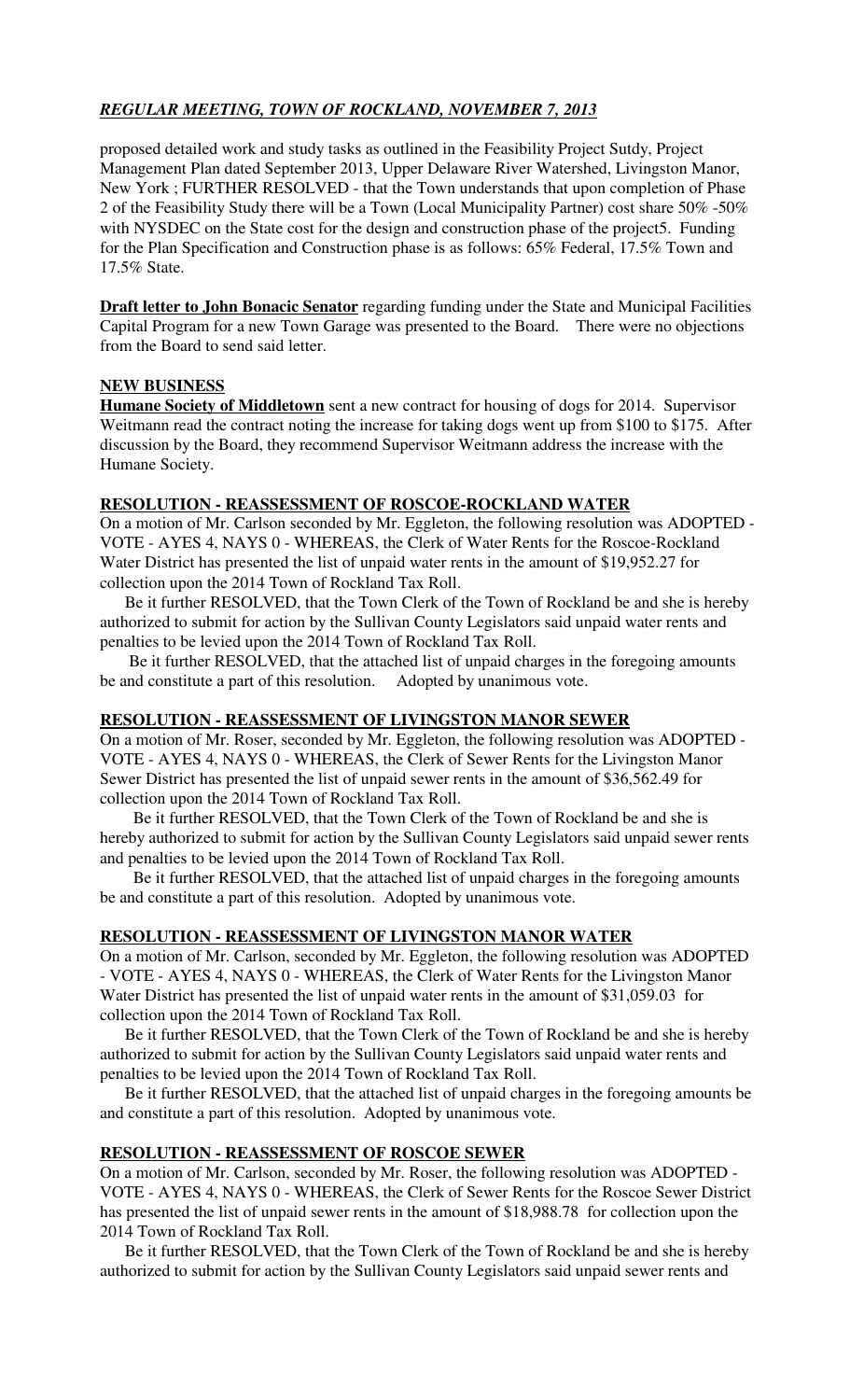proposed detailed work and study tasks as outlined in the Feasibility Project Sutdy, Project Management Plan dated September 2013, Upper Delaware River Watershed, Livingston Manor, New York ; FURTHER RESOLVED - that the Town understands that upon completion of Phase 2 of the Feasibility Study there will be a Town (Local Municipality Partner) cost share 50% -50% with NYSDEC on the State cost for the design and construction phase of the project5. Funding for the Plan Specification and Construction phase is as follows: 65% Federal, 17.5% Town and 17.5% State.

**Draft letter to John Bonacic Senator** regarding funding under the State and Municipal Facilities Capital Program for a new Town Garage was presented to the Board. There were no objections from the Board to send said letter.

**NEW BUSINESS**

**Humane Society of Middletown** sent a new contract for housing of dogs for 2014. Supervisor Weitmann read the contract noting the increase for taking dogs went up from $100 to $175. After discussion by the Board, they recommend Supervisor Weitmann address the increase with the Humane Society.

**RESOLUTION - REASSESSMENT OF ROSCOE-ROCKLAND WATER**

On a motion of Mr. Carlson seconded by Mr. Eggleton, the following resolution was ADOPTED - VOTE - AYES 4, NAYS 0 - WHEREAS, the Clerk of Water Rents for the Roscoe-Rockland Water District has presented the list of unpaid water rents in the amount of $19,952.27 for collection upon the 2014 Town of Rockland Tax Roll.

Be it further RESOLVED, that the Town Clerk of the Town of Rockland be and she is hereby authorized to submit for action by the Sullivan County Legislators said unpaid water rents and penalties to be levied upon the 2014 Town of Rockland Tax Roll.

Be it further RESOLVED, that the attached list of unpaid charges in the foregoing amounts be and constitute a part of this resolution. Adopted by unanimous vote.

**RESOLUTION - REASSESSMENT OF LIVINGSTON MANOR SEWER**

On a motion of Mr. Roser, seconded by Mr. Eggleton, the following resolution was ADOPTED - VOTE - AYES 4, NAYS 0 - WHEREAS, the Clerk of Sewer Rents for the Livingston Manor Sewer District has presented the list of unpaid sewer rents in the amount of $36,562.49 for collection upon the 2014 Town of Rockland Tax Roll.

Be it further RESOLVED, that the Town Clerk of the Town of Rockland be and she is hereby authorized to submit for action by the Sullivan County Legislators said unpaid sewer rents and penalties to be levied upon the 2014 Town of Rockland Tax Roll.

Be it further RESOLVED, that the attached list of unpaid charges in the foregoing amounts be and constitute a part of this resolution. Adopted by unanimous vote.

**RESOLUTION - REASSESSMENT OF LIVINGSTON MANOR WATER**

On a motion of Mr. Carlson, seconded by Mr. Eggleton, the following resolution was ADOPTED - VOTE - AYES 4, NAYS 0 - WHEREAS, the Clerk of Water Rents for the Livingston Manor Water District has presented the list of unpaid water rents in the amount of $31,059.03 for collection upon the 2014 Town of Rockland Tax Roll.

Be it further RESOLVED, that the Town Clerk of the Town of Rockland be and she is hereby authorized to submit for action by the Sullivan County Legislators said unpaid water rents and penalties to be levied upon the 2014 Town of Rockland Tax Roll.

Be it further RESOLVED, that the attached list of unpaid charges in the foregoing amounts be and constitute a part of this resolution. Adopted by unanimous vote.

**RESOLUTION - REASSESSMENT OF ROSCOE SEWER**

On a motion of Mr. Carlson, seconded by Mr. Roser, the following resolution was ADOPTED - VOTE - AYES 4, NAYS 0 - WHEREAS, the Clerk of Sewer Rents for the Roscoe Sewer District has presented the list of unpaid sewer rents in the amount of $18,988.78 for collection upon the 2014 Town of Rockland Tax Roll.

Be it further RESOLVED, that the Town Clerk of the Town of Rockland be and she is hereby authorized to submit for action by the Sullivan County Legislators said unpaid sewer rents and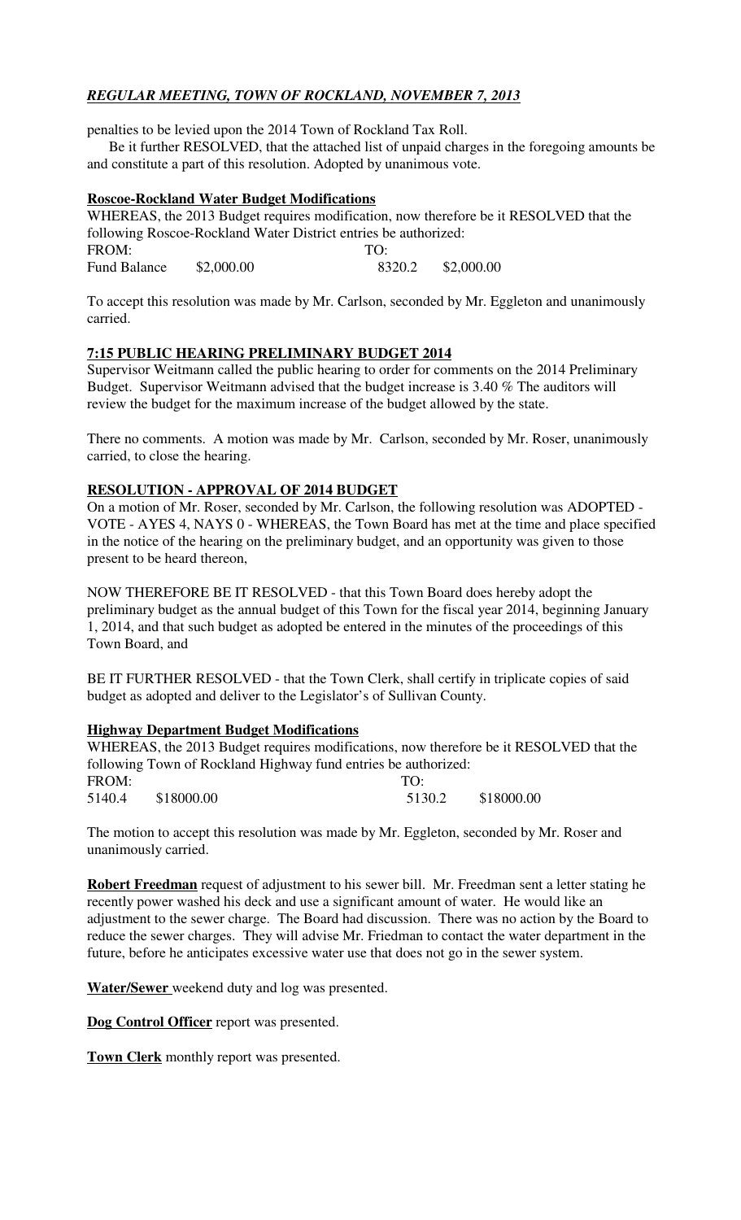penalties to be levied upon the 2014 Town of Rockland Tax Roll.

Be it further RESOLVED, that the attached list of unpaid charges in the foregoing amounts be and constitute a part of this resolution. Adopted by unanimous vote.

**Roscoe-Rockland Water Budget Modifications**

WHEREAS, the 2013 Budget requires modification, now therefore be it RESOLVED that the following Roscoe-Rockland Water District entries be authorized:

| FROM: | | TO: | |
|---|---|---|---|
| Fund Balance | \$2,000.00 | 8320.2 | \$2,000.00 |

To accept this resolution was made by Mr. Carlson, seconded by Mr. Eggleton and unanimously carried.

**7:15 PUBLIC HEARING PRELIMINARY BUDGET 2014**

Supervisor Weitmann called the public hearing to order for comments on the 2014 Preliminary Budget. Supervisor Weitmann advised that the budget increase is 3.40 % The auditors will review the budget for the maximum increase of the budget allowed by the state.

There no comments. A motion was made by Mr. Carlson, seconded by Mr. Roser, unanimously carried, to close the hearing.

**RESOLUTION - APPROVAL OF 2014 BUDGET**

On a motion of Mr. Roser, seconded by Mr. Carlson, the following resolution was ADOPTED - VOTE - AYES 4, NAYS 0 - WHEREAS, the Town Board has met at the time and place specified in the notice of the hearing on the preliminary budget, and an opportunity was given to those present to be heard thereon,

NOW THEREFORE BE IT RESOLVED - that this Town Board does hereby adopt the preliminary budget as the annual budget of this Town for the fiscal year 2014, beginning January 1, 2014, and that such budget as adopted be entered in the minutes of the proceedings of this Town Board, and

BE IT FURTHER RESOLVED - that the Town Clerk, shall certify in triplicate copies of said budget as adopted and deliver to the Legislator's of Sullivan County.

**Highway Department Budget Modifications**

WHEREAS, the 2013 Budget requires modifications, now therefore be it RESOLVED that the following Town of Rockland Highway fund entries be authorized:

| FROM: | | TO: | |
|---|---|---|---|
| 5140.4 | \$18000.00 | 5130.2 | \$18000.00 |

The motion to accept this resolution was made by Mr. Eggleton, seconded by Mr. Roser and unanimously carried.

**Robert Freedman** request of adjustment to his sewer bill. Mr. Freedman sent a letter stating he recently power washed his deck and use a significant amount of water. He would like an adjustment to the sewer charge. The Board had discussion. There was no action by the Board to reduce the sewer charges. They will advise Mr. Friedman to contact the water department in the future, before he anticipates excessive water use that does not go in the sewer system.

**Water/Sewer** weekend duty and log was presented.

**Dog Control Officer** report was presented.

**Town Clerk** monthly report was presented.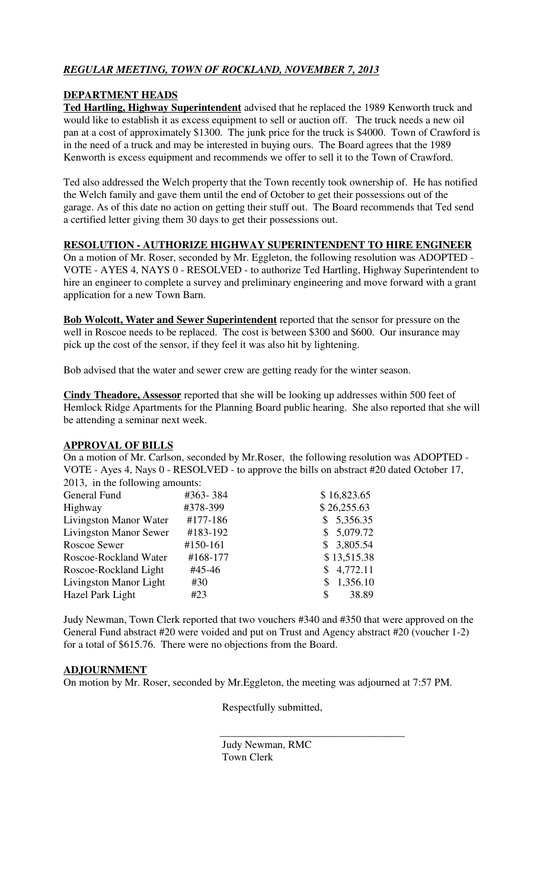***REGULAR MEETING, TOWN OF ROCKLAND, NOVEMBER 7, 2013***

## DEPARTMENT HEADS

**Ted Hartling, Highway Superintendent** advised that he replaced the 1989 Kenworth truck and would like to establish it as excess equipment to sell or auction off. The truck needs a new oil pan at a cost of approximately $1300. The junk price for the truck is $4000. Town of Crawford is in the need of a truck and may be interested in buying ours. The Board agrees that the 1989 Kenworth is excess equipment and recommends we offer to sell it to the Town of Crawford.

Ted also addressed the Welch property that the Town recently took ownership of. He has notified the Welch family and gave them until the end of October to get their possessions out of the garage. As of this date no action on getting their stuff out. The Board recommends that Ted send a certified letter giving them 30 days to get their possessions out.

## RESOLUTION - AUTHORIZE HIGHWAY SUPERINTENDENT TO HIRE ENGINEER

On a motion of Mr. Roser, seconded by Mr. Eggleton, the following resolution was ADOPTED - VOTE - AYES 4, NAYS 0 - RESOLVED - to authorize Ted Hartling, Highway Superintendent to hire an engineer to complete a survey and preliminary engineering and move forward with a grant application for a new Town Barn.

**Bob Wolcott, Water and Sewer Superintendent** reported that the sensor for pressure on the well in Roscoe needs to be replaced. The cost is between $300 and $600. Our insurance may pick up the cost of the sensor, if they feel it was also hit by lightening.

Bob advised that the water and sewer crew are getting ready for the winter season.

**Cindy Theadore, Assessor** reported that she will be looking up addresses within 500 feet of Hemlock Ridge Apartments for the Planning Board public hearing. She also reported that she will be attending a seminar next week.

## APPROVAL OF BILLS

On a motion of Mr. Carlson, seconded by Mr.Roser, the following resolution was ADOPTED - VOTE - Ayes 4, Nays 0 - RESOLVED - to approve the bills on abstract #20 dated October 17, 2013, in the following amounts:

| | | |
|---|---|---|
| General Fund | #363- 384 | $ 16,823.65 |
| Highway | #378-399 | $ 26,255.63 |
| Livingston Manor Water | #177-186 | $ 5,356.35 |
| Livingston Manor Sewer | #183-192 | $ 5,079.72 |
| Roscoe Sewer | #150-161 | $ 3,805.54 |
| Roscoe-Rockland Water | #168-177 | $ 13,515.38 |
| Roscoe-Rockland Light | #45-46 | $ 4,772.11 |
| Livingston Manor Light | #30 | $ 1,356.10 |
| Hazel Park Light | #23 | $ 38.89 |

Judy Newman, Town Clerk reported that two vouchers #340 and #350 that were approved on the General Fund abstract #20 were voided and put on Trust and Agency abstract #20 (voucher 1-2) for a total of $615.76. There were no objections from the Board.

## ADJOURNMENT

On motion by Mr. Roser, seconded by Mr.Eggleton, the meeting was adjourned at 7:57 PM.

Respectfully submitted,

\_\_\_\_\_\_\_\_\_\_\_\_\_\_\_\_\_\_\_\_\_\_\_\_\_\_\_\_\_\_\_\_\_\_\_

Judy Newman, RMC
Town Clerk